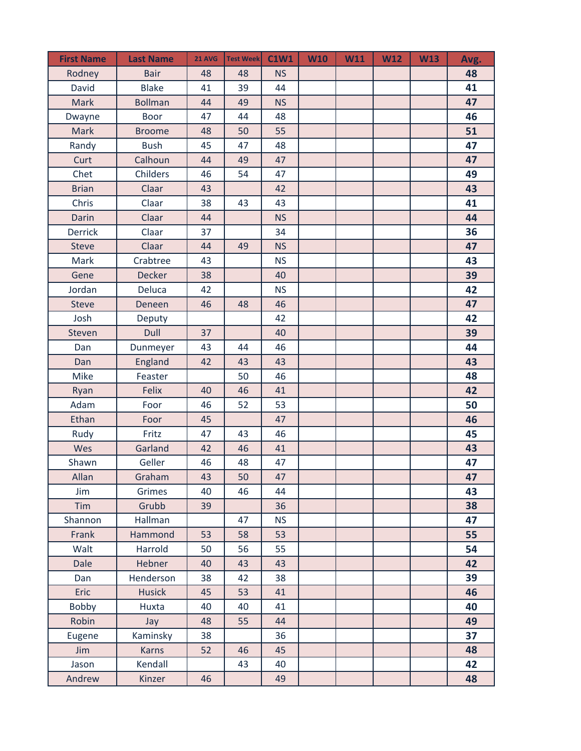| First Name | Last Name | 21 AVG | Test Week | C1W1 | W10 | W11 | W12 | W13 | Avg. |
|---|---|---|---|---|---|---|---|---|---|
| Rodney | Bair | 48 | 48 | NS | | | | | **48** |
| David | Blake | 41 | 39 | 44 | | | | | **41** |
| Mark | Bollman | 44 | 49 | NS | | | | | **47** |
| Dwayne | Boor | 47 | 44 | 48 | | | | | **46** |
| Mark | Broome | 48 | 50 | 55 | | | | | **51** |
| Randy | Bush | 45 | 47 | 48 | | | | | **47** |
| Curt | Calhoun | 44 | 49 | 47 | | | | | **47** |
| Chet | Childers | 46 | 54 | 47 | | | | | **49** |
| Brian | Claar | 43 | | 42 | | | | | **43** |
| Chris | Claar | 38 | 43 | 43 | | | | | **41** |
| Darin | Claar | 44 | | NS | | | | | **44** |
| Derrick | Claar | 37 | | 34 | | | | | **36** |
| Steve | Claar | 44 | 49 | NS | | | | | **47** |
| Mark | Crabtree | 43 | | NS | | | | | **43** |
| Gene | Decker | 38 | | 40 | | | | | **39** |
| Jordan | Deluca | 42 | | NS | | | | | **42** |
| Steve | Deneen | 46 | 48 | 46 | | | | | **47** |
| Josh | Deputy | | | 42 | | | | | **42** |
| Steven | Dull | 37 | | 40 | | | | | **39** |
| Dan | Dunmeyer | 43 | 44 | 46 | | | | | **44** |
| Dan | England | 42 | 43 | 43 | | | | | **43** |
| Mike | Feaster | | 50 | 46 | | | | | **48** |
| Ryan | Felix | 40 | 46 | 41 | | | | | **42** |
| Adam | Foor | 46 | 52 | 53 | | | | | **50** |
| Ethan | Foor | 45 | | 47 | | | | | **46** |
| Rudy | Fritz | 47 | 43 | 46 | | | | | **45** |
| Wes | Garland | 42 | 46 | 41 | | | | | **43** |
| Shawn | Geller | 46 | 48 | 47 | | | | | **47** |
| Allan | Graham | 43 | 50 | 47 | | | | | **47** |
| Jim | Grimes | 40 | 46 | 44 | | | | | **43** |
| Tim | Grubb | 39 | | 36 | | | | | **38** |
| Shannon | Hallman | | 47 | NS | | | | | **47** |
| Frank | Hammond | 53 | 58 | 53 | | | | | **55** |
| Walt | Harrold | 50 | 56 | 55 | | | | | **54** |
| Dale | Hebner | 40 | 43 | 43 | | | | | **42** |
| Dan | Henderson | 38 | 42 | 38 | | | | | **39** |
| Eric | Husick | 45 | 53 | 41 | | | | | **46** |
| Bobby | Huxta | 40 | 40 | 41 | | | | | **40** |
| Robin | Jay | 48 | 55 | 44 | | | | | **49** |
| Eugene | Kaminsky | 38 | | 36 | | | | | **37** |
| Jim | Karns | 52 | 46 | 45 | | | | | **48** |
| Jason | Kendall | | 43 | 40 | | | | | **42** |
| Andrew | Kinzer | 46 | | 49 | | | | | **48** |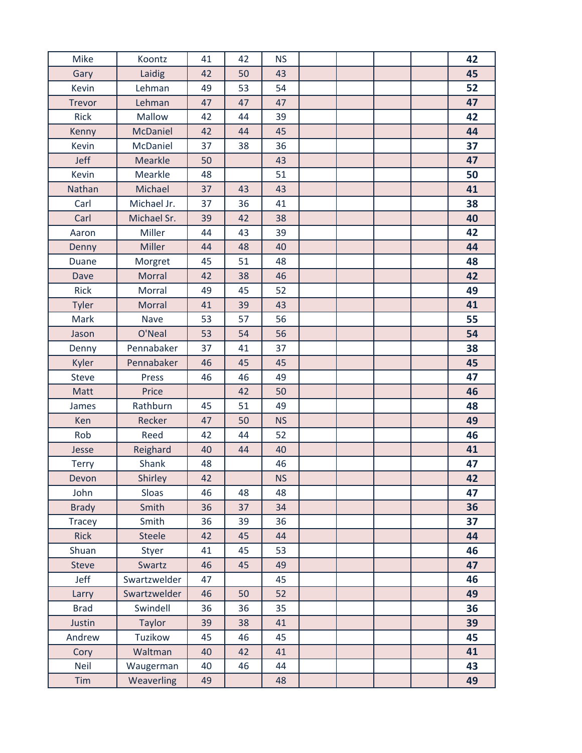| | | | | | | | | | |
|---|---|---|---|---|---|---|---|---|---|
| Mike | Koontz | 41 | 42 | NS | | | | | **42** |
| Gary | Laidig | 42 | 50 | 43 | | | | | **45** |
| Kevin | Lehman | 49 | 53 | 54 | | | | | **52** |
| Trevor | Lehman | 47 | 47 | 47 | | | | | **47** |
| Rick | Mallow | 42 | 44 | 39 | | | | | **42** |
| Kenny | McDaniel | 42 | 44 | 45 | | | | | **44** |
| Kevin | McDaniel | 37 | 38 | 36 | | | | | **37** |
| Jeff | Mearkle | 50 | | 43 | | | | | **47** |
| Kevin | Mearkle | 48 | | 51 | | | | | **50** |
| Nathan | Michael | 37 | 43 | 43 | | | | | **41** |
| Carl | Michael Jr. | 37 | 36 | 41 | | | | | **38** |
| Carl | Michael Sr. | 39 | 42 | 38 | | | | | **40** |
| Aaron | Miller | 44 | 43 | 39 | | | | | **42** |
| Denny | Miller | 44 | 48 | 40 | | | | | **44** |
| Duane | Morgret | 45 | 51 | 48 | | | | | **48** |
| Dave | Morral | 42 | 38 | 46 | | | | | **42** |
| Rick | Morral | 49 | 45 | 52 | | | | | **49** |
| Tyler | Morral | 41 | 39 | 43 | | | | | **41** |
| Mark | Nave | 53 | 57 | 56 | | | | | **55** |
| Jason | O'Neal | 53 | 54 | 56 | | | | | **54** |
| Denny | Pennabaker | 37 | 41 | 37 | | | | | **38** |
| Kyler | Pennabaker | 46 | 45 | 45 | | | | | **45** |
| Steve | Press | 46 | 46 | 49 | | | | | **47** |
| Matt | Price | | 42 | 50 | | | | | **46** |
| James | Rathburn | 45 | 51 | 49 | | | | | **48** |
| Ken | Recker | 47 | 50 | NS | | | | | **49** |
| Rob | Reed | 42 | 44 | 52 | | | | | **46** |
| Jesse | Reighard | 40 | 44 | 40 | | | | | **41** |
| Terry | Shank | 48 | | 46 | | | | | **47** |
| Devon | Shirley | 42 | | NS | | | | | **42** |
| John | Sloas | 46 | 48 | 48 | | | | | **47** |
| Brady | Smith | 36 | 37 | 34 | | | | | **36** |
| Tracey | Smith | 36 | 39 | 36 | | | | | **37** |
| Rick | Steele | 42 | 45 | 44 | | | | | **44** |
| Shuan | Styer | 41 | 45 | 53 | | | | | **46** |
| Steve | Swartz | 46 | 45 | 49 | | | | | **47** |
| Jeff | Swartzwelder | 47 | | 45 | | | | | **46** |
| Larry | Swartzwelder | 46 | 50 | 52 | | | | | **49** |
| Brad | Swindell | 36 | 36 | 35 | | | | | **36** |
| Justin | Taylor | 39 | 38 | 41 | | | | | **39** |
| Andrew | Tuzikow | 45 | 46 | 45 | | | | | **45** |
| Cory | Waltman | 40 | 42 | 41 | | | | | **41** |
| Neil | Waugerman | 40 | 46 | 44 | | | | | **43** |
| Tim | Weaverling | 49 | | 48 | | | | | **49** |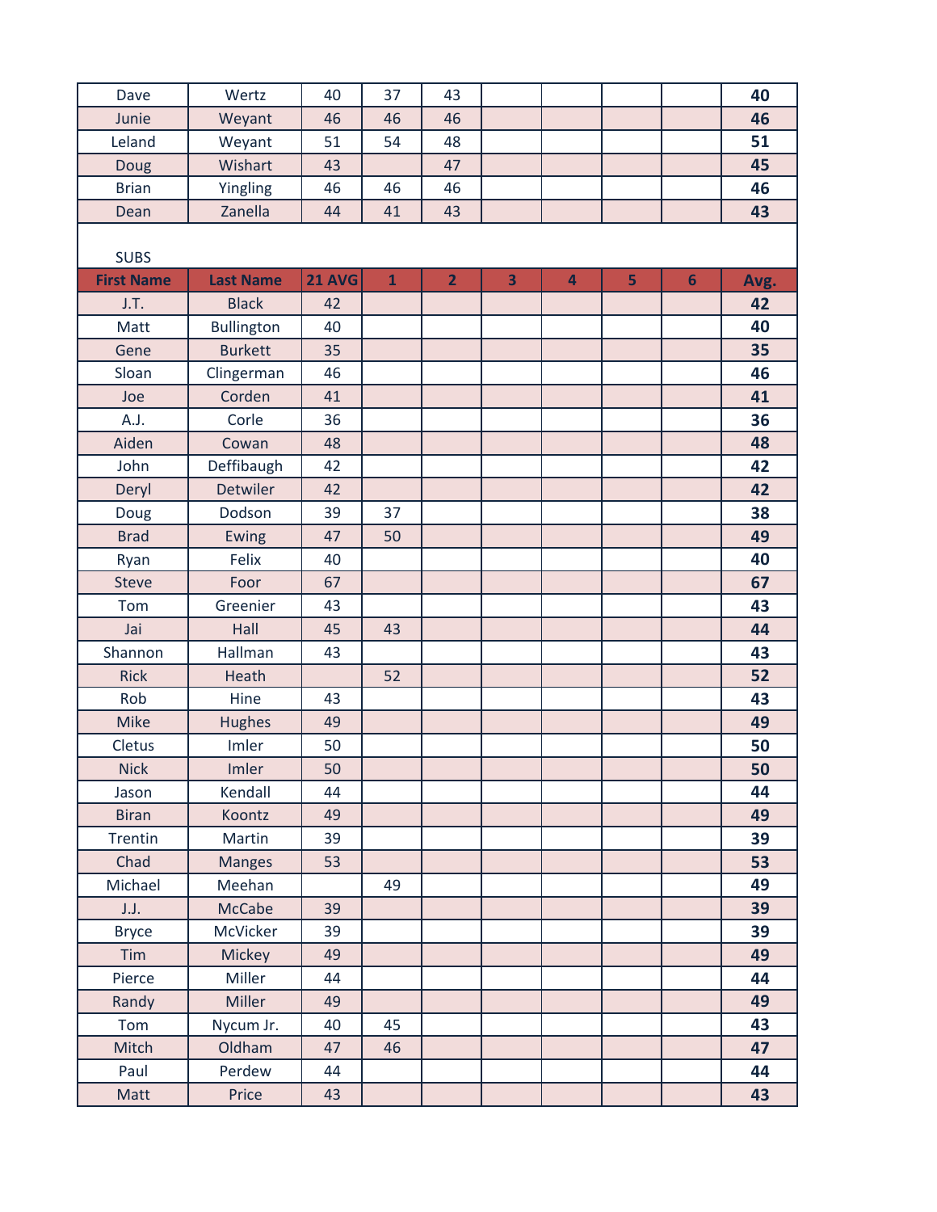| | | | | | | | | | |
|---|---|---|---|---|---|---|---|---|---|
| Dave | Wertz | 40 | 37 | 43 | | | | | **40** |
| Junie | Weyant | 46 | 46 | 46 | | | | | **46** |
| Leland | Weyant | 51 | 54 | 48 | | | | | **51** |
| Doug | Wishart | 43 | | 47 | | | | | **45** |
| Brian | Yingling | 46 | 46 | 46 | | | | | **46** |
| Dean | Zanella | 44 | 41 | 43 | | | | | **43** |

SUBS

| First Name | Last Name | 21 AVG | 1 | 2 | 3 | 4 | 5 | 6 | Avg. |
|---|---|---|---|---|---|---|---|---|---|
| J.T. | Black | 42 | | | | | | | **42** |
| Matt | Bullington | 40 | | | | | | | **40** |
| Gene | Burkett | 35 | | | | | | | **35** |
| Sloan | Clingerman | 46 | | | | | | | **46** |
| Joe | Corden | 41 | | | | | | | **41** |
| A.J. | Corle | 36 | | | | | | | **36** |
| Aiden | Cowan | 48 | | | | | | | **48** |
| John | Deffibaugh | 42 | | | | | | | **42** |
| Deryl | Detwiler | 42 | | | | | | | **42** |
| Doug | Dodson | 39 | 37 | | | | | | **38** |
| Brad | Ewing | 47 | 50 | | | | | | **49** |
| Ryan | Felix | 40 | | | | | | | **40** |
| Steve | Foor | 67 | | | | | | | **67** |
| Tom | Greenier | 43 | | | | | | | **43** |
| Jai | Hall | 45 | 43 | | | | | | **44** |
| Shannon | Hallman | 43 | | | | | | | **43** |
| Rick | Heath | | 52 | | | | | | **52** |
| Rob | Hine | 43 | | | | | | | **43** |
| Mike | Hughes | 49 | | | | | | | **49** |
| Cletus | Imler | 50 | | | | | | | **50** |
| Nick | Imler | 50 | | | | | | | **50** |
| Jason | Kendall | 44 | | | | | | | **44** |
| Biran | Koontz | 49 | | | | | | | **49** |
| Trentin | Martin | 39 | | | | | | | **39** |
| Chad | Manges | 53 | | | | | | | **53** |
| Michael | Meehan | | 49 | | | | | | **49** |
| J.J. | McCabe | 39 | | | | | | | **39** |
| Bryce | McVicker | 39 | | | | | | | **39** |
| Tim | Mickey | 49 | | | | | | | **49** |
| Pierce | Miller | 44 | | | | | | | **44** |
| Randy | Miller | 49 | | | | | | | **49** |
| Tom | Nycum Jr. | 40 | 45 | | | | | | **43** |
| Mitch | Oldham | 47 | 46 | | | | | | **47** |
| Paul | Perdew | 44 | | | | | | | **44** |
| Matt | Price | 43 | | | | | | | **43** |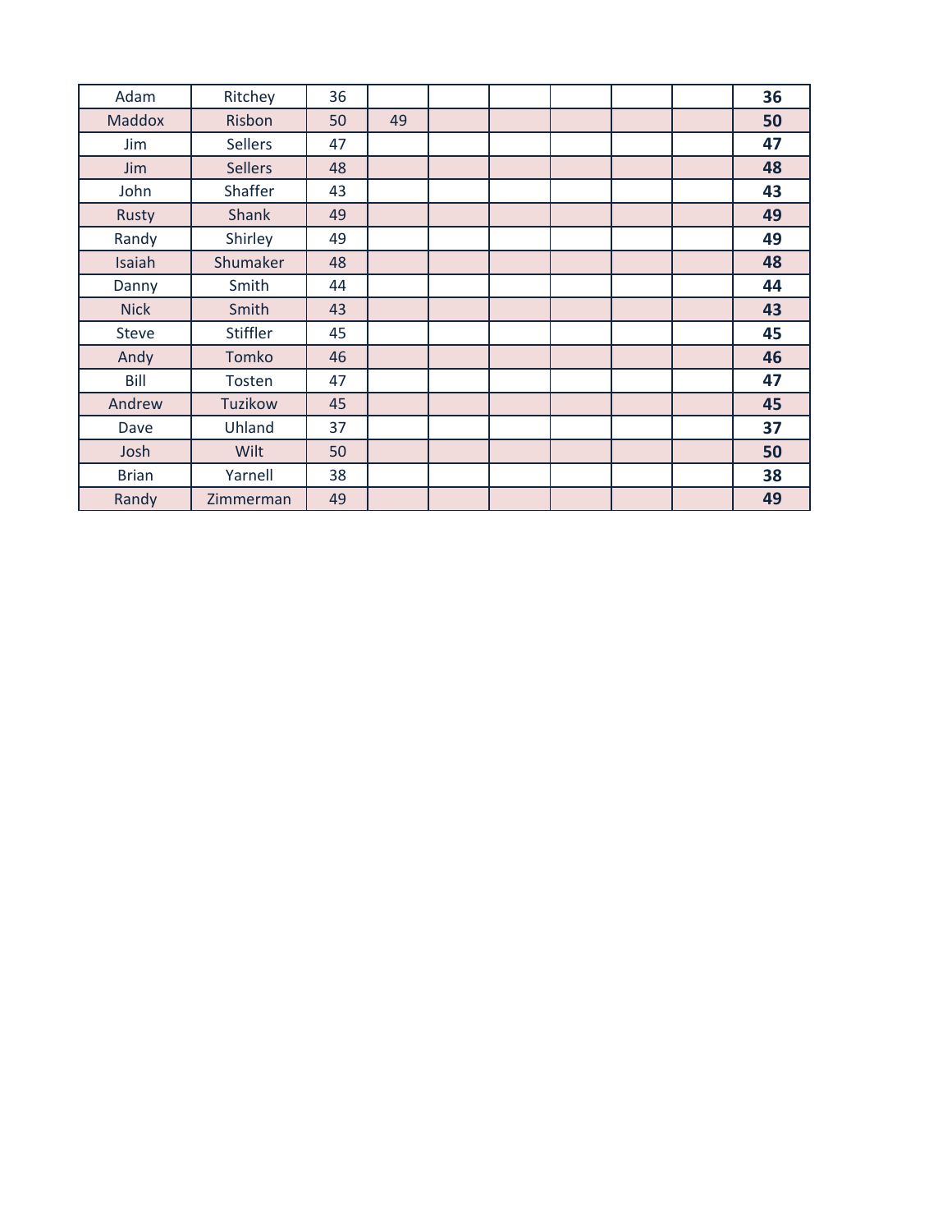| | | | | | | | | | |
|---|---|---|---|---|---|---|---|---|---|
| Adam | Ritchey | 36 | | | | | | | **36** |
| Maddox | Risbon | 50 | 49 | | | | | | **50** |
| Jim | Sellers | 47 | | | | | | | **47** |
| Jim | Sellers | 48 | | | | | | | **48** |
| John | Shaffer | 43 | | | | | | | **43** |
| Rusty | Shank | 49 | | | | | | | **49** |
| Randy | Shirley | 49 | | | | | | | **49** |
| Isaiah | Shumaker | 48 | | | | | | | **48** |
| Danny | Smith | 44 | | | | | | | **44** |
| Nick | Smith | 43 | | | | | | | **43** |
| Steve | Stiffler | 45 | | | | | | | **45** |
| Andy | Tomko | 46 | | | | | | | **46** |
| Bill | Tosten | 47 | | | | | | | **47** |
| Andrew | Tuzikow | 45 | | | | | | | **45** |
| Dave | Uhland | 37 | | | | | | | **37** |
| Josh | Wilt | 50 | | | | | | | **50** |
| Brian | Yarnell | 38 | | | | | | | **38** |
| Randy | Zimmerman | 49 | | | | | | | **49** |